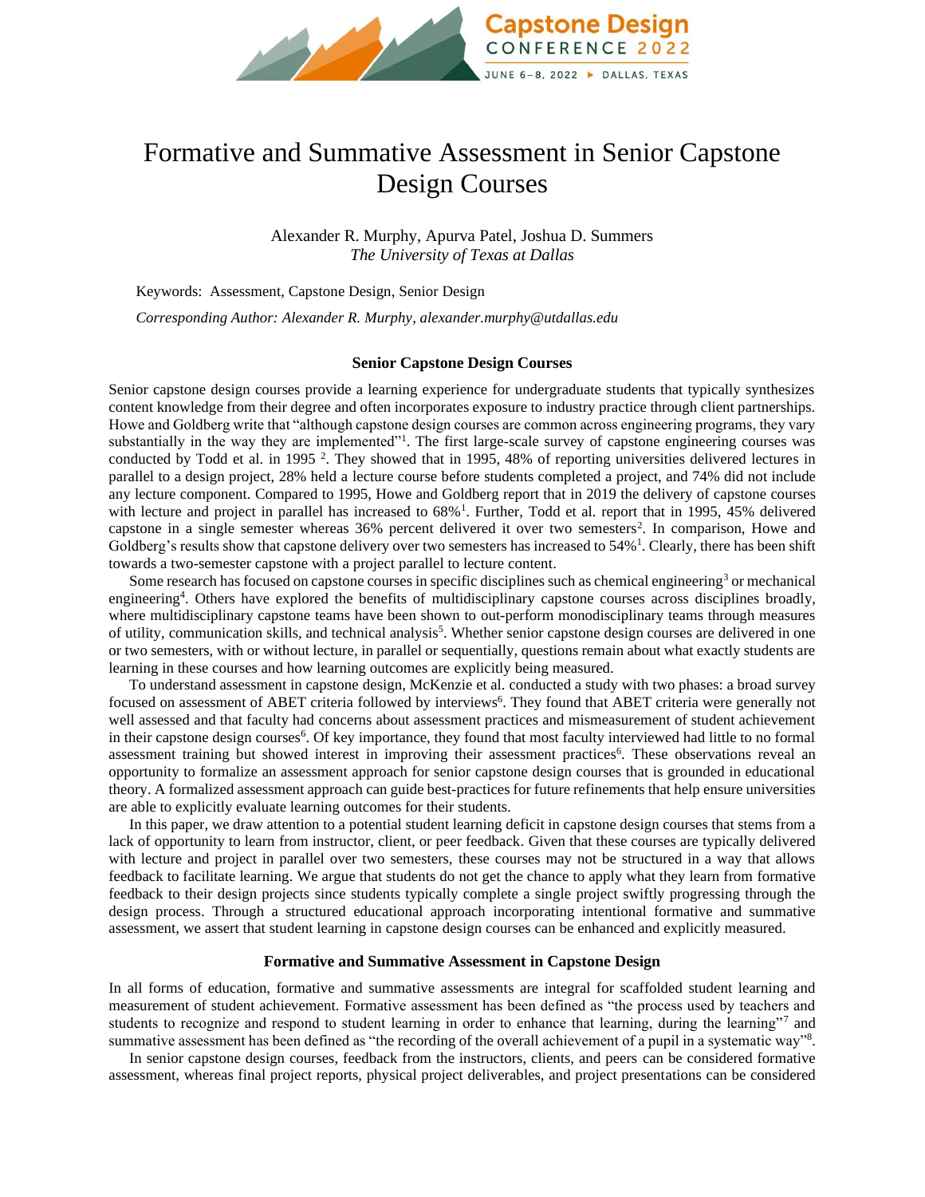# Formative and Summative Assessment in Senior Capstone Design Courses

Alexander R. Murphy, Apurva Patel, Joshua D. Summers
*The University of Texas at Dallas*

Keywords: Assessment, Capstone Design, Senior Design

*Corresponding Author: Alexander R. Murphy, alexander.murphy@utdallas.edu*

## Senior Capstone Design Courses

Senior capstone design courses provide a learning experience for undergraduate students that typically synthesizes content knowledge from their degree and often incorporates exposure to industry practice through client partnerships. Howe and Goldberg write that "although capstone design courses are common across engineering programs, they vary substantially in the way they are implemented"[1]. The first large-scale survey of capstone engineering courses was conducted by Todd et al. in 1995 [2]. They showed that in 1995, 48% of reporting universities delivered lectures in parallel to a design project, 28% held a lecture course before students completed a project, and 74% did not include any lecture component. Compared to 1995, Howe and Goldberg report that in 2019 the delivery of capstone courses with lecture and project in parallel has increased to 68%[1]. Further, Todd et al. report that in 1995, 45% delivered capstone in a single semester whereas 36% percent delivered it over two semesters[2]. In comparison, Howe and Goldberg's results show that capstone delivery over two semesters has increased to 54%[1]. Clearly, there has been shift towards a two-semester capstone with a project parallel to lecture content.

Some research has focused on capstone courses in specific disciplines such as chemical engineering[3] or mechanical engineering[4]. Others have explored the benefits of multidisciplinary capstone courses across disciplines broadly, where multidisciplinary capstone teams have been shown to out-perform monodisciplinary teams through measures of utility, communication skills, and technical analysis[5]. Whether senior capstone design courses are delivered in one or two semesters, with or without lecture, in parallel or sequentially, questions remain about what exactly students are learning in these courses and how learning outcomes are explicitly being measured.

To understand assessment in capstone design, McKenzie et al. conducted a study with two phases: a broad survey focused on assessment of ABET criteria followed by interviews[6]. They found that ABET criteria were generally not well assessed and that faculty had concerns about assessment practices and mismeasurement of student achievement in their capstone design courses[6]. Of key importance, they found that most faculty interviewed had little to no formal assessment training but showed interest in improving their assessment practices[6]. These observations reveal an opportunity to formalize an assessment approach for senior capstone design courses that is grounded in educational theory. A formalized assessment approach can guide best-practices for future refinements that help ensure universities are able to explicitly evaluate learning outcomes for their students.

In this paper, we draw attention to a potential student learning deficit in capstone design courses that stems from a lack of opportunity to learn from instructor, client, or peer feedback. Given that these courses are typically delivered with lecture and project in parallel over two semesters, these courses may not be structured in a way that allows feedback to facilitate learning. We argue that students do not get the chance to apply what they learn from formative feedback to their design projects since students typically complete a single project swiftly progressing through the design process. Through a structured educational approach incorporating intentional formative and summative assessment, we assert that student learning in capstone design courses can be enhanced and explicitly measured.

## Formative and Summative Assessment in Capstone Design

In all forms of education, formative and summative assessments are integral for scaffolded student learning and measurement of student achievement. Formative assessment has been defined as "the process used by teachers and students to recognize and respond to student learning in order to enhance that learning, during the learning"[7] and summative assessment has been defined as "the recording of the overall achievement of a pupil in a systematic way"[8].

In senior capstone design courses, feedback from the instructors, clients, and peers can be considered formative assessment, whereas final project reports, physical project deliverables, and project presentations can be considered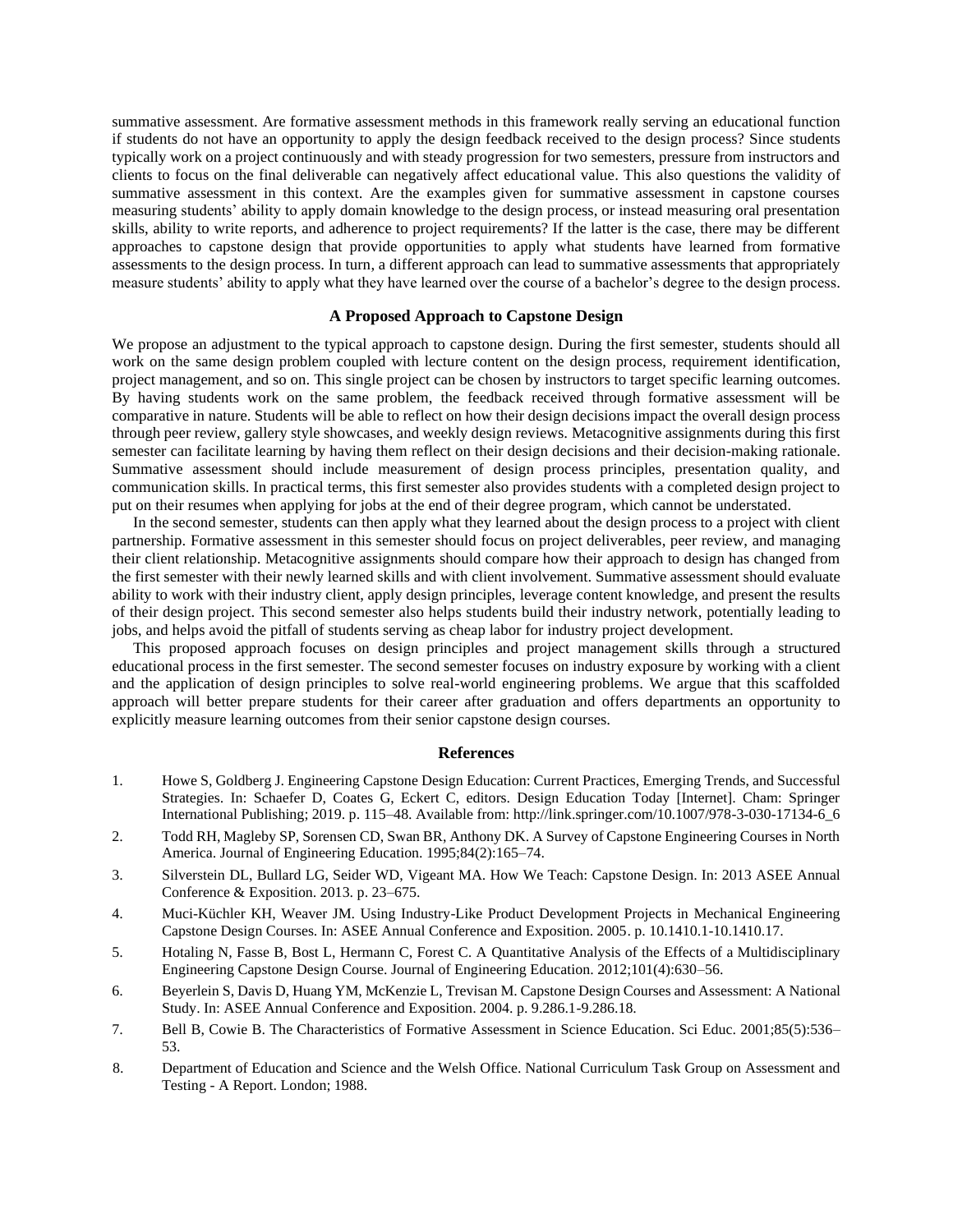summative assessment. Are formative assessment methods in this framework really serving an educational function if students do not have an opportunity to apply the design feedback received to the design process? Since students typically work on a project continuously and with steady progression for two semesters, pressure from instructors and clients to focus on the final deliverable can negatively affect educational value. This also questions the validity of summative assessment in this context. Are the examples given for summative assessment in capstone courses measuring students' ability to apply domain knowledge to the design process, or instead measuring oral presentation skills, ability to write reports, and adherence to project requirements? If the latter is the case, there may be different approaches to capstone design that provide opportunities to apply what students have learned from formative assessments to the design process. In turn, a different approach can lead to summative assessments that appropriately measure students' ability to apply what they have learned over the course of a bachelor's degree to the design process.

## A Proposed Approach to Capstone Design

We propose an adjustment to the typical approach to capstone design. During the first semester, students should all work on the same design problem coupled with lecture content on the design process, requirement identification, project management, and so on. This single project can be chosen by instructors to target specific learning outcomes. By having students work on the same problem, the feedback received through formative assessment will be comparative in nature. Students will be able to reflect on how their design decisions impact the overall design process through peer review, gallery style showcases, and weekly design reviews. Metacognitive assignments during this first semester can facilitate learning by having them reflect on their design decisions and their decision-making rationale. Summative assessment should include measurement of design process principles, presentation quality, and communication skills. In practical terms, this first semester also provides students with a completed design project to put on their resumes when applying for jobs at the end of their degree program, which cannot be understated.

In the second semester, students can then apply what they learned about the design process to a project with client partnership. Formative assessment in this semester should focus on project deliverables, peer review, and managing their client relationship. Metacognitive assignments should compare how their approach to design has changed from the first semester with their newly learned skills and with client involvement. Summative assessment should evaluate ability to work with their industry client, apply design principles, leverage content knowledge, and present the results of their design project. This second semester also helps students build their industry network, potentially leading to jobs, and helps avoid the pitfall of students serving as cheap labor for industry project development.

This proposed approach focuses on design principles and project management skills through a structured educational process in the first semester. The second semester focuses on industry exposure by working with a client and the application of design principles to solve real-world engineering problems. We argue that this scaffolded approach will better prepare students for their career after graduation and offers departments an opportunity to explicitly measure learning outcomes from their senior capstone design courses.

## References

1. Howe S, Goldberg J. Engineering Capstone Design Education: Current Practices, Emerging Trends, and Successful Strategies. In: Schaefer D, Coates G, Eckert C, editors. Design Education Today [Internet]. Cham: Springer International Publishing; 2019. p. 115–48. Available from: http://link.springer.com/10.1007/978-3-030-17134-6_6
2. Todd RH, Magleby SP, Sorensen CD, Swan BR, Anthony DK. A Survey of Capstone Engineering Courses in North America. Journal of Engineering Education. 1995;84(2):165–74.
3. Silverstein DL, Bullard LG, Seider WD, Vigeant MA. How We Teach: Capstone Design. In: 2013 ASEE Annual Conference & Exposition. 2013. p. 23–675.
4. Muci-Küchler KH, Weaver JM. Using Industry-Like Product Development Projects in Mechanical Engineering Capstone Design Courses. In: ASEE Annual Conference and Exposition. 2005. p. 10.1410.1-10.1410.17.
5. Hotaling N, Fasse B, Bost L, Hermann C, Forest C. A Quantitative Analysis of the Effects of a Multidisciplinary Engineering Capstone Design Course. Journal of Engineering Education. 2012;101(4):630–56.
6. Beyerlein S, Davis D, Huang YM, McKenzie L, Trevisan M. Capstone Design Courses and Assessment: A National Study. In: ASEE Annual Conference and Exposition. 2004. p. 9.286.1-9.286.18.
7. Bell B, Cowie B. The Characteristics of Formative Assessment in Science Education. Sci Educ. 2001;85(5):536–53.
8. Department of Education and Science and the Welsh Office. National Curriculum Task Group on Assessment and Testing - A Report. London; 1988.